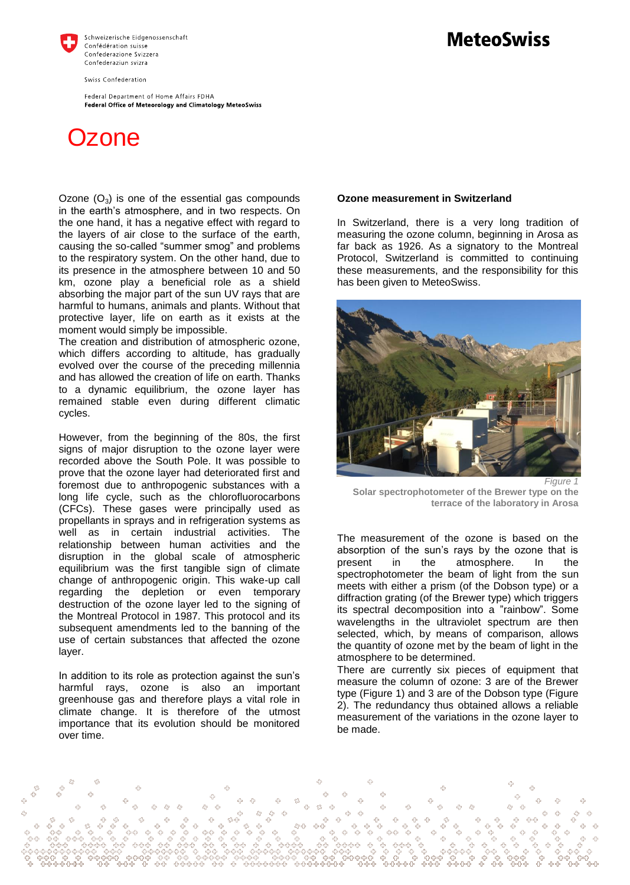Schweizerische Eidgenossenschaft
Confédération suisse
Confederazione Svizzera
Confederaziun svizra

Swiss Confederation

Federal Department of Home Affairs FDHA
**Federal Office of Meteorology and Climatology MeteoSwiss**

**MeteoSwiss**

# Ozone

Ozone ($O_3$) is one of the essential gas compounds in the earth's atmosphere, and in two respects. On the one hand, it has a negative effect with regard to the layers of air close to the surface of the earth, causing the so-called "summer smog" and problems to the respiratory system. On the other hand, due to its presence in the atmosphere between 10 and 50 km, ozone play a beneficial role as a shield absorbing the major part of the sun UV rays that are harmful to humans, animals and plants. Without that protective layer, life on earth as it exists at the moment would simply be impossible.
The creation and distribution of atmospheric ozone, which differs according to altitude, has gradually evolved over the course of the preceding millennia and has allowed the creation of life on earth. Thanks to a dynamic equilibrium, the ozone layer has remained stable even during different climatic cycles.

However, from the beginning of the 80s, the first signs of major disruption to the ozone layer were recorded above the South Pole. It was possible to prove that the ozone layer had deteriorated first and foremost due to anthropogenic substances with a long life cycle, such as the chlorofluorocarbons (CFCs). These gases were principally used as propellants in sprays and in refrigeration systems as well as in certain industrial activities. The relationship between human activities and the disruption in the global scale of atmospheric equilibrium was the first tangible sign of climate change of anthropogenic origin. This wake-up call regarding the depletion or even temporary destruction of the ozone layer led to the signing of the Montreal Protocol in 1987. This protocol and its subsequent amendments led to the banning of the use of certain substances that affected the ozone layer.

In addition to its role as protection against the sun's harmful rays, ozone is also an important greenhouse gas and therefore plays a vital role in climate change. It is therefore of the utmost importance that its evolution should be monitored over time.

**Ozone measurement in Switzerland**

In Switzerland, there is a very long tradition of measuring the ozone column, beginning in Arosa as far back as 1926. As a signatory to the Montreal Protocol, Switzerland is committed to continuing these measurements, and the responsibility for this has been given to MeteoSwiss.

*Figure 1*
**Solar spectrophotometer of the Brewer type on the terrace of the laboratory in Arosa**

The measurement of the ozone is based on the absorption of the sun's rays by the ozone that is present in the atmosphere. In the spectrophotometer the beam of light from the sun meets with either a prism (of the Dobson type) or a diffraction grating (of the Brewer type) which triggers its spectral decomposition into a "rainbow". Some wavelengths in the ultraviolet spectrum are then selected, which, by means of comparison, allows the quantity of ozone met by the beam of light in the atmosphere to be determined.
There are currently six pieces of equipment that measure the column of ozone: 3 are of the Brewer type (Figure 1) and 3 are of the Dobson type (Figure 2). The redundancy thus obtained allows a reliable measurement of the variations in the ozone layer to be made.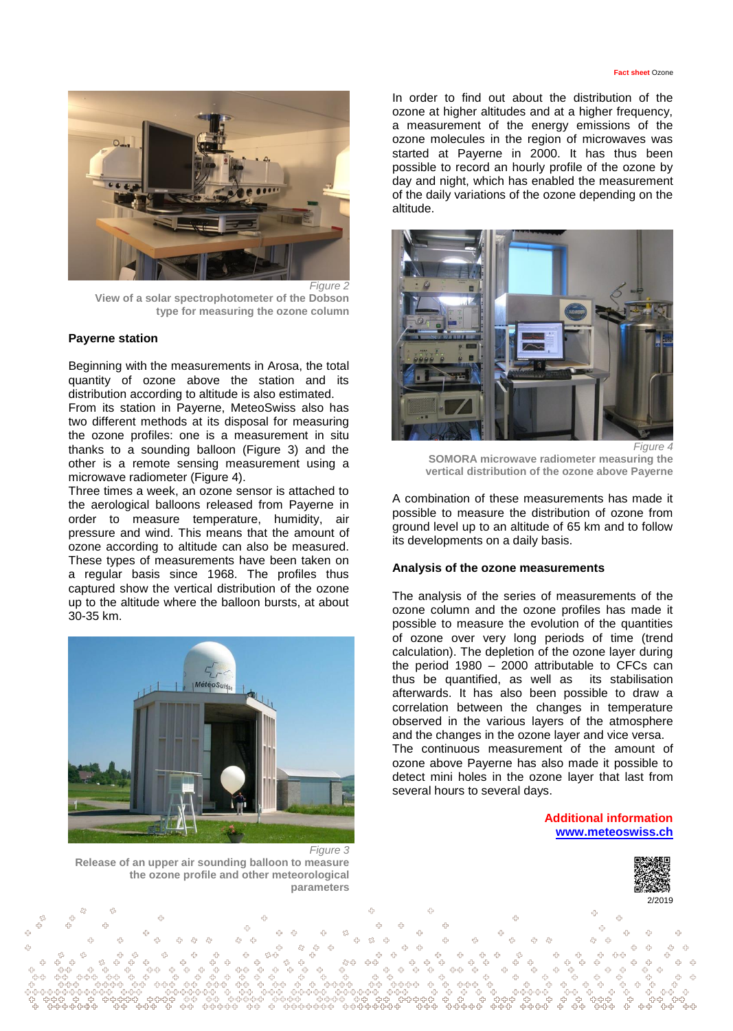Figure 2
**View of a solar spectrophotometer of the Dobson type for measuring the ozone column**

**Payerne station**

Beginning with the measurements in Arosa, the total quantity of ozone above the station and its distribution according to altitude is also estimated.
From its station in Payerne, MeteoSwiss also has two different methods at its disposal for measuring the ozone profiles: one is a measurement in situ thanks to a sounding balloon (Figure 3) and the other is a remote sensing measurement using a microwave radiometer (Figure 4).
Three times a week, an ozone sensor is attached to the aerological balloons released from Payerne in order to measure temperature, humidity, air pressure and wind. This means that the amount of ozone according to altitude can also be measured. These types of measurements have been taken on a regular basis since 1968. The profiles thus captured show the vertical distribution of the ozone up to the altitude where the balloon bursts, at about 30-35 km.

Figure 3
**Release of an upper air sounding balloon to measure the ozone profile and other meteorological parameters**

In order to find out about the distribution of the ozone at higher altitudes and at a higher frequency, a measurement of the energy emissions of the ozone molecules in the region of microwaves was started at Payerne in 2000. It has thus been possible to record an hourly profile of the ozone by day and night, which has enabled the measurement of the daily variations of the ozone depending on the altitude.

Figure 4
**SOMORA microwave radiometer measuring the vertical distribution of the ozone above Payerne**

A combination of these measurements has made it possible to measure the distribution of ozone from ground level up to an altitude of 65 km and to follow its developments on a daily basis.

**Analysis of the ozone measurements**

The analysis of the series of measurements of the ozone column and the ozone profiles has made it possible to measure the evolution of the quantities of ozone over very long periods of time (trend calculation). The depletion of the ozone layer during the period 1980 – 2000 attributable to CFCs can thus be quantified, as well as its stabilisation afterwards. It has also been possible to draw a correlation between the changes in temperature observed in the various layers of the atmosphere and the changes in the ozone layer and vice versa.
The continuous measurement of the amount of ozone above Payerne has also made it possible to detect mini holes in the ozone layer that last from several hours to several days.

**Additional information**
**www.meteoswiss.ch**

2/2019